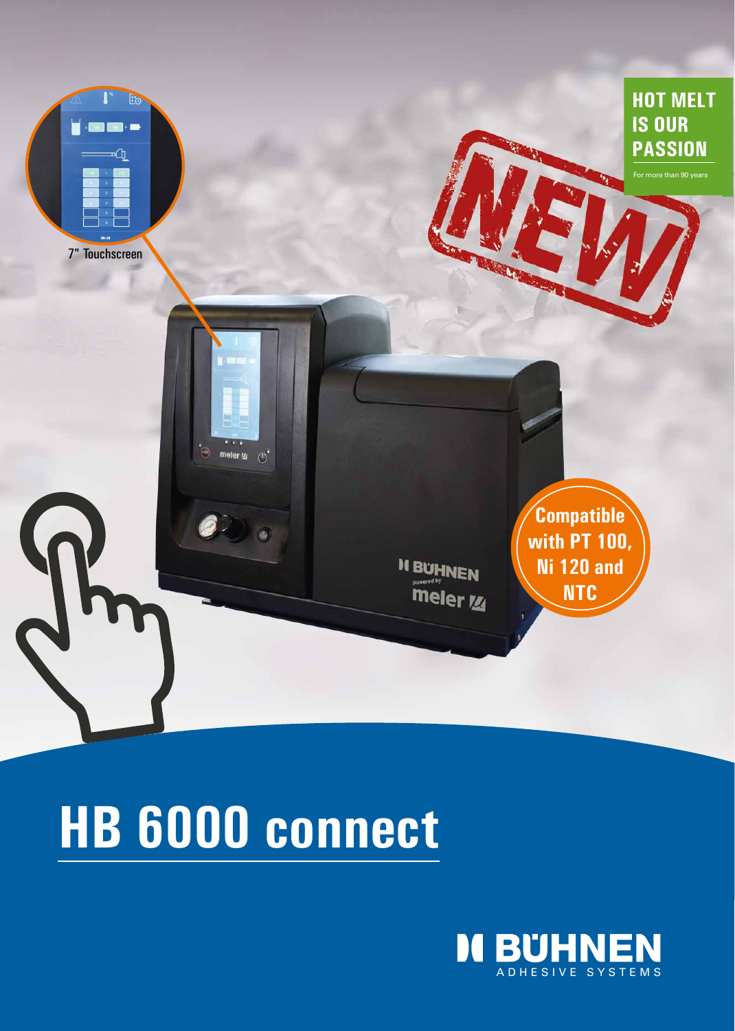7" Touchscreen

**HOT MELT IS OUR PASSION**

For more than 90 years

NEW

Compatible with PT 100, Ni 120 and NTC

# HB 6000 connect

BÜHNEN ADHESIVE SYSTEMS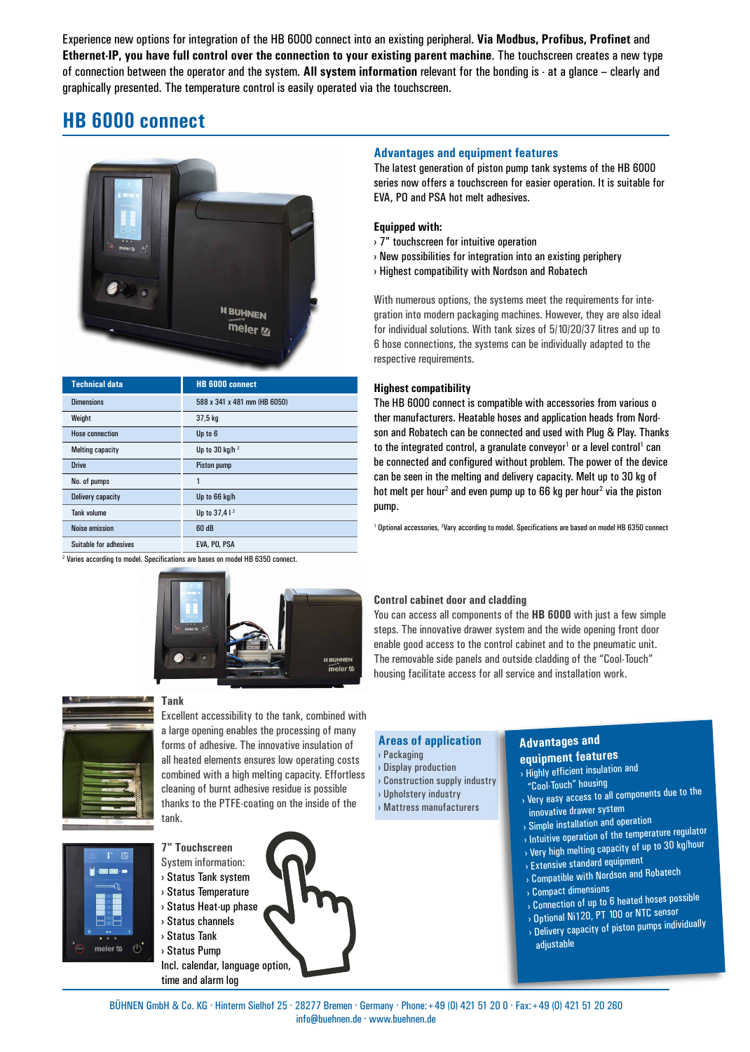Experience new options for integration of the HB 6000 connect into an existing peripheral. **Via Modbus, Profibus, Profinet** and **Ethernet-IP, you have full control over the connection to your existing parent machine**. The touchscreen creates a new type of connection between the operator and the system. **All system information** relevant for the bonding is - at a glance – clearly and graphically presented. The temperature control is easily operated via the touchscreen.

# HB 6000 connect

| Technical data | HB 6000 connect |
|---|---|
| Dimensions | 588 x 341 x 481 mm (HB 6050) |
| Weight | 37,5 kg |
| Hose connection | Up to 6 |
| Melting capacity | Up to 30 kg/h [2] |
| Drive | Piston pump |
| No. of pumps | 1 |
| Delivery capacity | Up to 66 kg/h |
| Tank volume | Up to 37,4 l [2] |
| Noise emission | 60 dB |
| Suitable for adhesives | EVA, PO, PSA |

[2] Varies according to model. Specifications are bases on model HB 6350 connect.

## Advantages and equipment features

The latest generation of piston pump tank systems of the HB 6000 series now offers a touchscreen for easier operation. It is suitable for EVA, PO and PSA hot melt adhesives.

**Equipped with:**

› 7" touchscreen for intuitive operation
› New possibilities for integration into an existing periphery
› Highest compatibility with Nordson and Robatech

With numerous options, the systems meet the requirements for integration into modern packaging machines. However, they are also ideal for individual solutions. With tank sizes of 5/10/20/37 litres and up to 6 hose connections, the systems can be individually adapted to the respective requirements.

**Highest compatibility**

The HB 6000 connect is compatible with accessories from various o ther manufacturers. Heatable hoses and application heads from Nordson and Robatech can be connected and used with Plug & Play. Thanks to the integrated control, a granulate conveyor[1] or a level control[1] can be connected and configured without problem. The power of the device can be seen in the melting and delivery capacity. Melt up to 30 kg of hot melt per hour[2] and even pump up to 66 kg per hour[2] via the piston pump.

[1] Optional accessories, [2]Vary according to model. Specifications are based on model HB 6350 connect

**Control cabinet door and cladding**

You can access all components of the **HB 6000** with just a few simple steps. The innovative drawer system and the wide opening front door enable good access to the control cabinet and to the pneumatic unit. The removable side panels and outside cladding of the "Cool-Touch" housing facilitate access for all service and installation work.

**Tank**

Excellent accessibility to the tank, combined with a large opening enables the processing of many forms of adhesive. The innovative insulation of all heated elements ensures low operating costs combined with a high melting capacity. Effortless cleaning of burnt adhesive residue is possible thanks to the PTFE-coating on the inside of the tank.

**7" Touchscreen**

System information:

› Status Tank system
› Status Temperature
› Status Heat-up phase
› Status channels
› Status Tank
› Status Pump

Incl. calendar, language option, time and alarm log

## Areas of application

› Packaging
› Display production
› Construction supply industry
› Upholstery industry
› Mattress manufacturers

## Advantages and equipment features

› Highly efficient insulation and "Cool-Touch" housing
› Very easy access to all components due to the innovative drawer system
› Simple installation and operation
› Intuitive operation of the temperature regulator
› Very high melting capacity of up to 30 kg/hour
› Extensive standard equipment
› Compatible with Nordson and Robatech
› Compact dimensions
› Connection of up to 6 heated hoses possible
› Optional Ni120, PT 100 or NTC sensor
› Delivery capacity of piston pumps individually adjustable

BÜHNEN GmbH & Co. KG · Hinterm Sielhof 25 · 28277 Bremen · Germany · Phone: +49 (0) 421 51 20 0 · Fax: +49 (0) 421 51 20 260
info@buehnen.de · www.buehnen.de